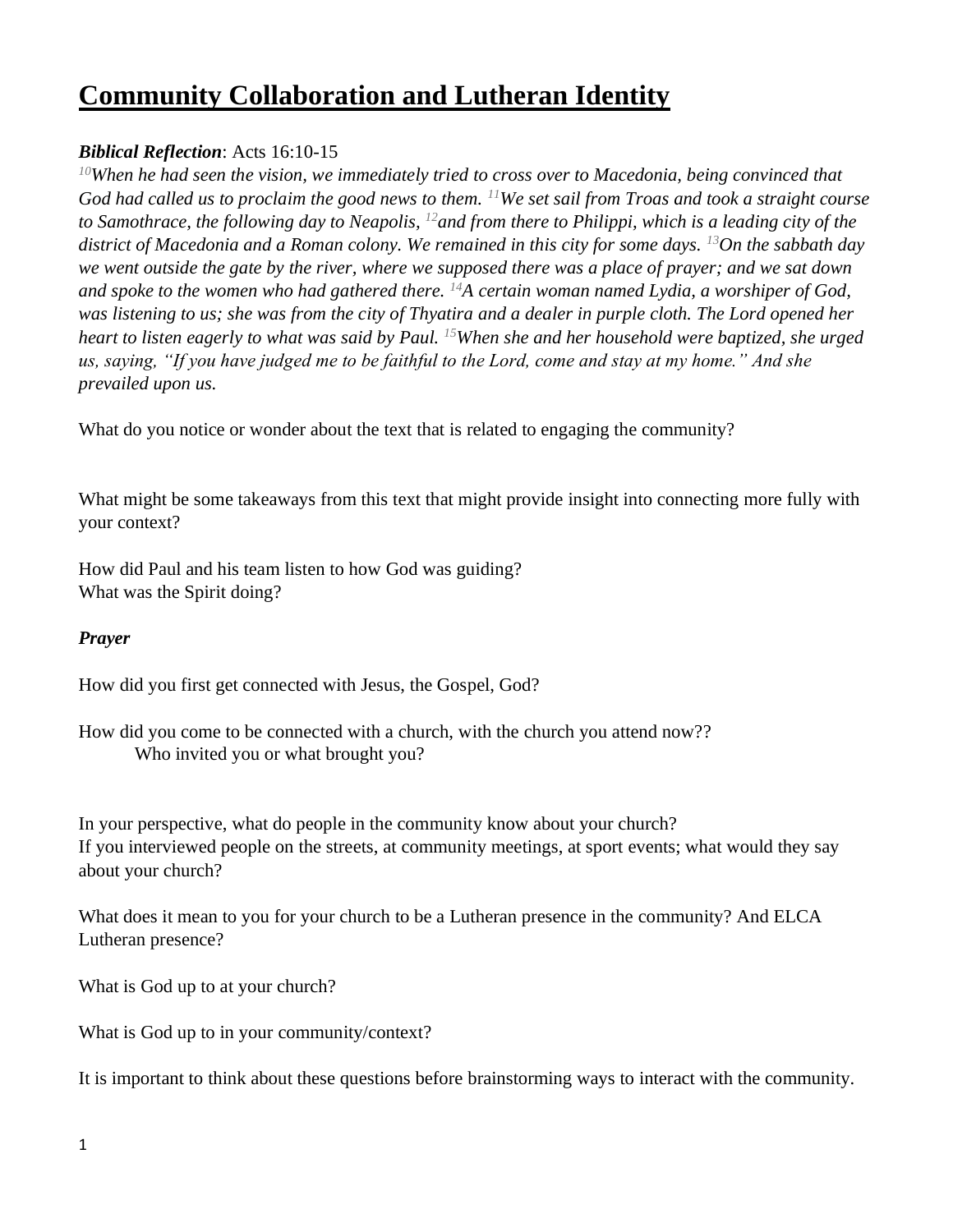# Community Collaboration and Lutheran Identity

***Biblical Reflection***: Acts 16:10-15

*[10]When he had seen the vision, we immediately tried to cross over to Macedonia, being convinced that God had called us to proclaim the good news to them. [11]We set sail from Troas and took a straight course to Samothrace, the following day to Neapolis, [12]and from there to Philippi, which is a leading city of the district of Macedonia and a Roman colony. We remained in this city for some days. [13]On the sabbath day we went outside the gate by the river, where we supposed there was a place of prayer; and we sat down and spoke to the women who had gathered there. [14]A certain woman named Lydia, a worshiper of God, was listening to us; she was from the city of Thyatira and a dealer in purple cloth. The Lord opened her heart to listen eagerly to what was said by Paul. [15]When she and her household were baptized, she urged us, saying, "If you have judged me to be faithful to the Lord, come and stay at my home." And she prevailed upon us.*

What do you notice or wonder about the text that is related to engaging the community?

What might be some takeaways from this text that might provide insight into connecting more fully with your context?

How did Paul and his team listen to how God was guiding?
What was the Spirit doing?

***Prayer***

How did you first get connected with Jesus, the Gospel, God?

How did you come to be connected with a church, with the church you attend now??
    Who invited you or what brought you?

In your perspective, what do people in the community know about your church?
If you interviewed people on the streets, at community meetings, at sport events; what would they say about your church?

What does it mean to you for your church to be a Lutheran presence in the community? And ELCA Lutheran presence?

What is God up to at your church?

What is God up to in your community/context?

It is important to think about these questions before brainstorming ways to interact with the community.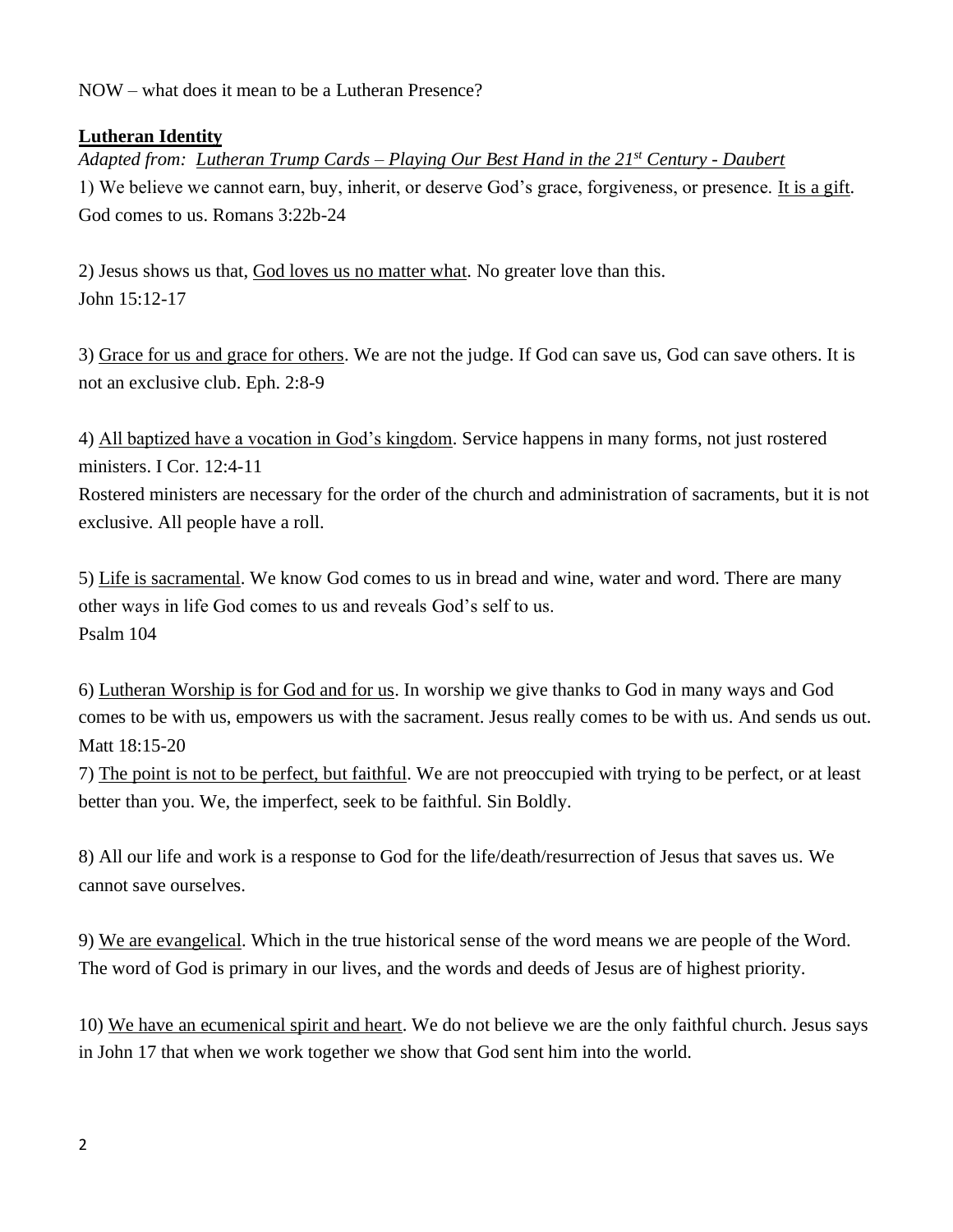NOW – what does it mean to be a Lutheran Presence?

## Lutheran Identity

*Adapted from: Lutheran Trump Cards – Playing Our Best Hand in the 21st Century - Daubert*

1) We believe we cannot earn, buy, inherit, or deserve God's grace, forgiveness, or presence. It is a gift. God comes to us. Romans 3:22b-24

2) Jesus shows us that, God loves us no matter what. No greater love than this. John 15:12-17

3) Grace for us and grace for others. We are not the judge. If God can save us, God can save others. It is not an exclusive club. Eph. 2:8-9

4) All baptized have a vocation in God's kingdom. Service happens in many forms, not just rostered ministers. I Cor. 12:4-11
Rostered ministers are necessary for the order of the church and administration of sacraments, but it is not exclusive. All people have a roll.

5) Life is sacramental. We know God comes to us in bread and wine, water and word. There are many other ways in life God comes to us and reveals God's self to us. Psalm 104

6) Lutheran Worship is for God and for us. In worship we give thanks to God in many ways and God comes to be with us, empowers us with the sacrament. Jesus really comes to be with us. And sends us out. Matt 18:15-20

7) The point is not to be perfect, but faithful. We are not preoccupied with trying to be perfect, or at least better than you. We, the imperfect, seek to be faithful. Sin Boldly.

8) All our life and work is a response to God for the life/death/resurrection of Jesus that saves us. We cannot save ourselves.

9) We are evangelical. Which in the true historical sense of the word means we are people of the Word. The word of God is primary in our lives, and the words and deeds of Jesus are of highest priority.

10) We have an ecumenical spirit and heart. We do not believe we are the only faithful church. Jesus says in John 17 that when we work together we show that God sent him into the world.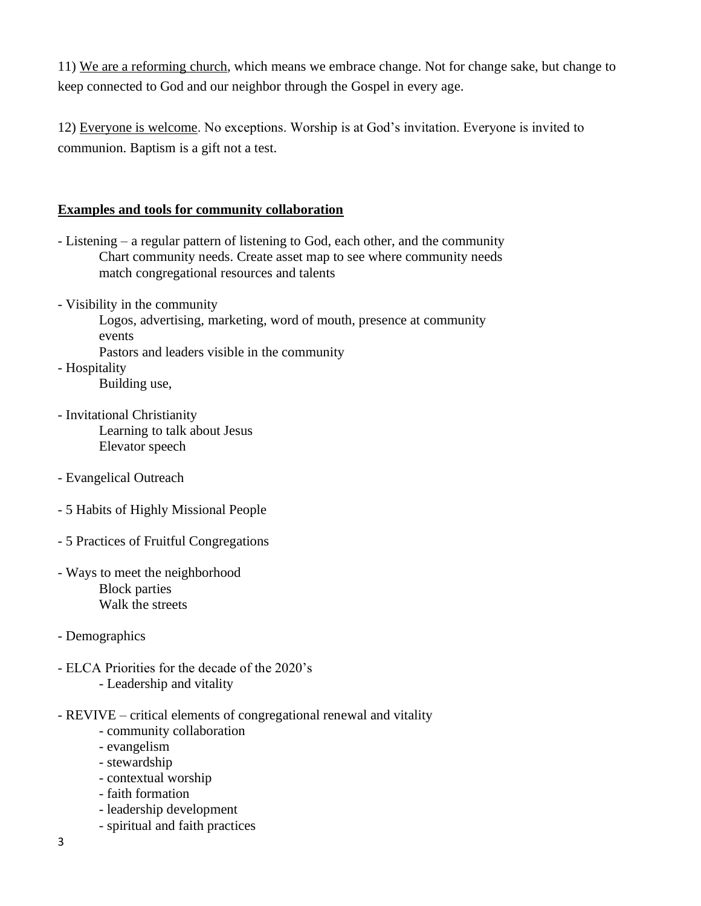11) <u>We are a reforming church</u>, which means we embrace change. Not for change sake, but change to keep connected to God and our neighbor through the Gospel in every age.

12) <u>Everyone is welcome</u>. No exceptions. Worship is at God's invitation. Everyone is invited to communion. Baptism is a gift not a test.

**<u>Examples and tools for community collaboration</u>**

- Listening – a regular pattern of listening to God, each other, and the community
    - Chart community needs. Create asset map to see where community needs match congregational resources and talents
- Visibility in the community
    - Logos, advertising, marketing, word of mouth, presence at community events
    - Pastors and leaders visible in the community
- Hospitality
    - Building use,
- Invitational Christianity
    - Learning to talk about Jesus
    - Elevator speech
- Evangelical Outreach
- 5 Habits of Highly Missional People
- 5 Practices of Fruitful Congregations
- Ways to meet the neighborhood
    - Block parties
    - Walk the streets
- Demographics
- ELCA Priorities for the decade of the 2020's
    - Leadership and vitality
- REVIVE – critical elements of congregational renewal and vitality
    - community collaboration
    - evangelism
    - stewardship
    - contextual worship
    - faith formation
    - leadership development
    - spiritual and faith practices